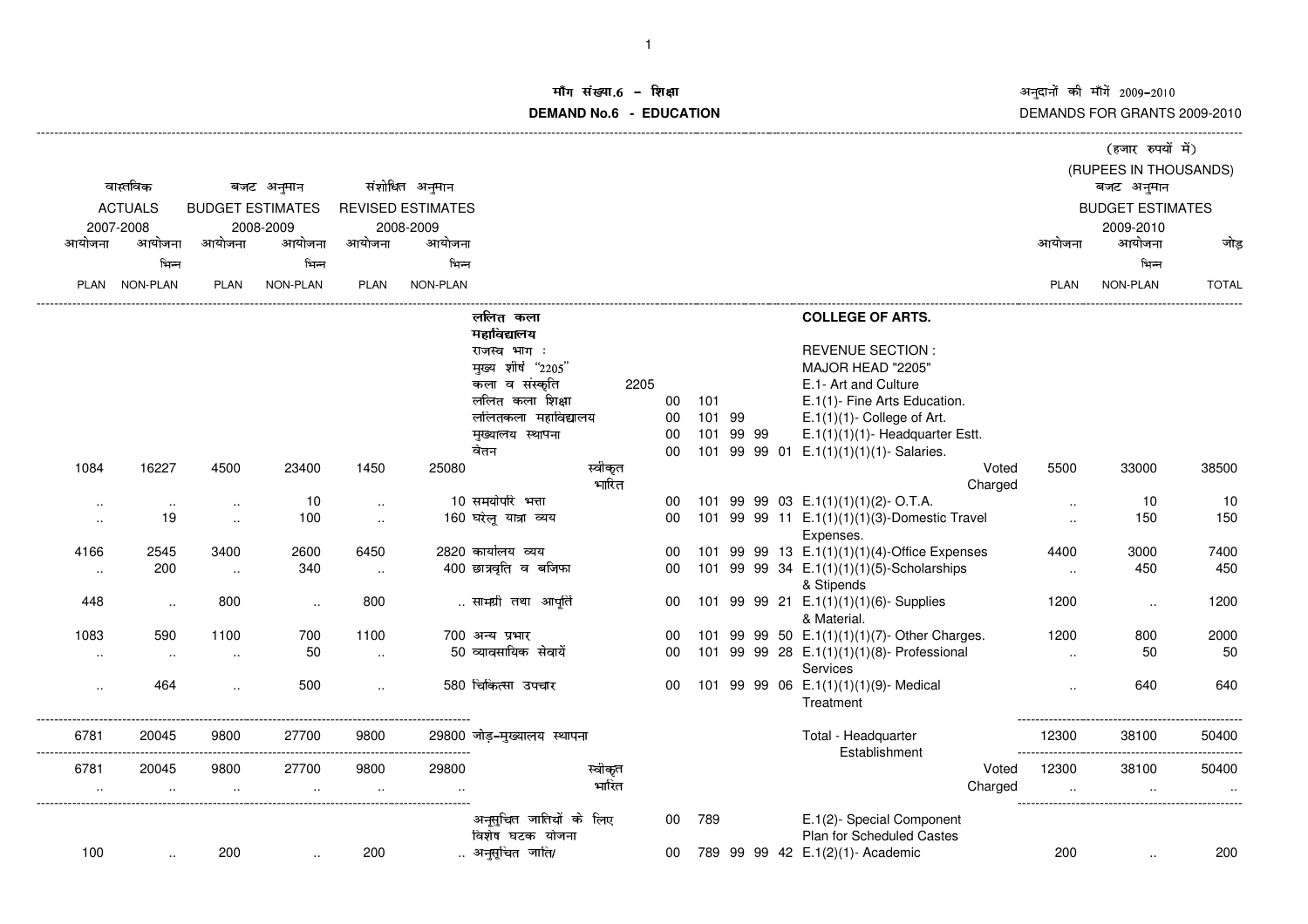# मॉंग संख्या.6 – शिक्षा

# DEMAND No.6 - EDUCATION

अनुदानों की मॉंगें 2009-2010

DEMANDS FOR GRANTS 2009-2010

(हजार रुपयों में)

(RUPEES IN THOUSANDS)

| वास्तविक ACTUALS 2007-2008 आयोजना PLAN | आयोजना भिन्न NON-PLAN | बजट अनुमान BUDGET ESTIMATES 2008-2009 आयोजना PLAN | आयोजना भिन्न NON-PLAN | संशोधित अनुमान REVISED ESTIMATES 2008-2009 आयोजना PLAN | आयोजना भिन्न NON-PLAN | | | | बजट अनुमान BUDGET ESTIMATES 2009-2010 आयोजना PLAN | आयोजना भिन्न NON-PLAN | जोड़ TOTAL |
|---|---|---|---|---|---|---|---|---|---|---|---|
| | | | | | | ललित कला महाविद्यालय | | COLLEGE OF ARTS. | | | |
| | | | | | | राजस्व भाग : | | REVENUE SECTION : | | | |
| | | | | | | मुख्य शीर्ष "2205" | | MAJOR HEAD "2205" | | | |
| | | | | | | कला व संस्कृति | 2205 | E.1- Art and Culture | | | |
| | | | | | | ललित कला शिक्षा | 00 101 | E.1(1)- Fine Arts Education. | | | |
| | | | | | | ललितकला महाविद्यालय | 00 101 99 | E.1(1)(1)- College of Art. | | | |
| | | | | | | मुख्यालय स्थापना | 00 101 99 99 | E.1(1)(1)(1)- Headquarter Estt. | | | |
| | | | | | | वेतन | 00 101 99 99 01 | E.1(1)(1)(1)(1)- Salaries. | | | |
| 1084 | 16227 | 4500 | 23400 | 1450 | 25080 | स्वीकृत | | Voted | 5500 | 33000 | 38500 |
| | | | | | | भारित | | Charged | | | |
| .. | .. | .. | 10 | .. | 10 | समयोपरि भत्ता | 00 101 99 99 03 | E.1(1)(1)(1)(2)- O.T.A. | .. | 10 | 10 |
| .. | 19 | .. | 100 | .. | 160 | घरेलू यात्रा व्यय | 00 101 99 99 11 | E.1(1)(1)(1)(3)-Domestic Travel Expenses. | .. | 150 | 150 |
| 4166 | 2545 | 3400 | 2600 | 6450 | 2820 | कार्यालय व्यय | 00 101 99 99 13 | E.1(1)(1)(1)(4)-Office Expenses | 4400 | 3000 | 7400 |
| .. | 200 | .. | 340 | .. | 400 | छात्रवृति व बजिफा | 00 101 99 99 34 | E.1(1)(1)(1)(5)-Scholarships & Stipends | .. | 450 | 450 |
| 448 | .. | 800 | .. | 800 | .. | सामग्री तथा आपूर्ति | 00 101 99 99 21 | E.1(1)(1)(1)(6)- Supplies & Material. | 1200 | .. | 1200 |
| 1083 | 590 | 1100 | 700 | 1100 | 700 | अन्य प्रभार | 00 101 99 99 50 | E.1(1)(1)(1)(7)- Other Charges. | 1200 | 800 | 2000 |
| .. | .. | .. | 50 | .. | 50 | व्यावसायिक सेवायें | 00 101 99 99 28 | E.1(1)(1)(1)(8)- Professional Services | .. | 50 | 50 |
| .. | 464 | .. | 500 | .. | 580 | चिकित्सा उपचार | 00 101 99 99 06 | E.1(1)(1)(1)(9)- Medical Treatment | .. | 640 | 640 |
| 6781 | 20045 | 9800 | 27700 | 9800 | 29800 | जोड़-मुख्यालय स्थापना | | Total - Headquarter Establishment | 12300 | 38100 | 50400 |
| 6781 | 20045 | 9800 | 27700 | 9800 | 29800 | स्वीकृत | | Voted | 12300 | 38100 | 50400 |
| .. | .. | .. | .. | .. | .. | भारित | | Charged | .. | .. | .. |
| | | | | | | अनुसूचित जातियों के लिए विशेष घटक योजना | 00 789 | E.1(2)- Special Component Plan for Scheduled Castes | | | |
| 100 | .. | 200 | .. | 200 | .. | अनुसूचित जाति/ | 00 789 99 99 42 | E.1(2)(1)- Academic | 200 | .. | 200 |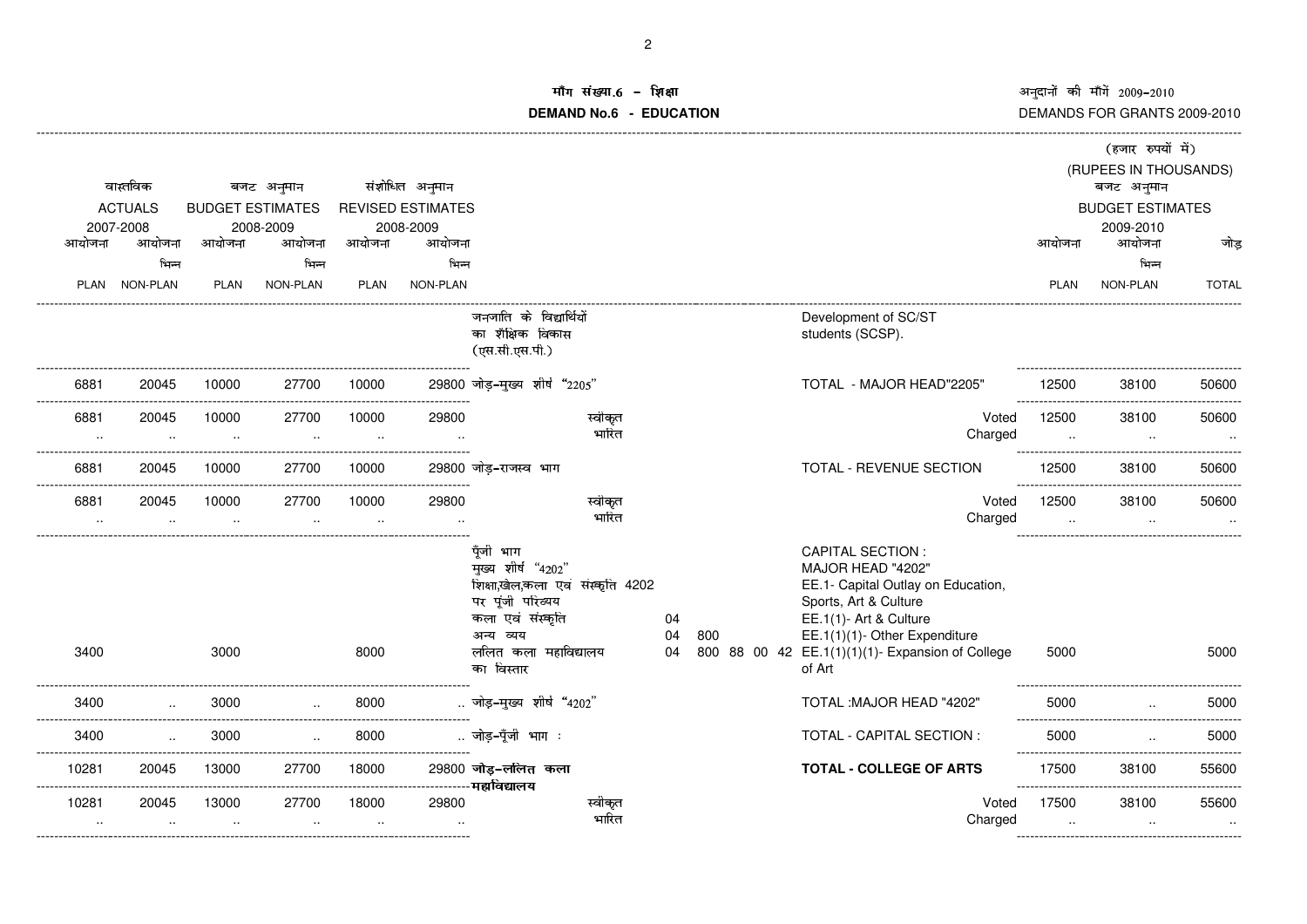# माँग संख्या.6 – शिक्षा
# DEMAND No.6 - EDUCATION

अनुदानों की माँगें 2009-2010
DEMANDS FOR GRANTS 2009-2010

(हजार रुपयों में)
(RUPEES IN THOUSANDS)

| वास्तविक ACTUALS 2007-2008 आयोजना PLAN | आयोजना भिन्न NON-PLAN | बजट अनुमान BUDGET ESTIMATES 2008-2009 आयोजना PLAN | आयोजना भिन्न NON-PLAN | संशोधित अनुमान REVISED ESTIMATES 2008-2009 आयोजना PLAN | आयोजना भिन्न NON-PLAN | | | | बजट अनुमान BUDGET ESTIMATES 2009-2010 आयोजना PLAN | आयोजना भिन्न NON-PLAN | जोड़ TOTAL |
|---|---|---|---|---|---|---|---|---|---|---|---|
| | | | | | | जनजाति के विद्यार्थियों का शैक्षिक विकास (एस.सी.एस.पी.) | | Development of SC/ST students (SCSP). | | | |
| 6881 | 20045 | 10000 | 27700 | 10000 | 29800 | जोड़-मुख्य शीर्ष "2205" | | TOTAL - MAJOR HEAD"2205" | 12500 | 38100 | 50600 |
| 6881 | 20045 | 10000 | 27700 | 10000 | 29800 | स्वीकृत | | Voted | 12500 | 38100 | 50600 |
| .. | .. | .. | .. | .. | .. | भारित | | Charged | .. | .. | .. |
| 6881 | 20045 | 10000 | 27700 | 10000 | 29800 | जोड़-राजस्व भाग | | TOTAL - REVENUE SECTION | 12500 | 38100 | 50600 |
| 6881 | 20045 | 10000 | 27700 | 10000 | 29800 | स्वीकृत | | Voted | 12500 | 38100 | 50600 |
| .. | .. | .. | .. | .. | .. | भारित | | Charged | .. | .. | .. |
| | | | | | | पूँजी भाग | | CAPITAL SECTION : | | | |
| | | | | | | मुख्य शीर्ष "4202" | | MAJOR HEAD "4202" | | | |
| | | | | | | शिक्षा,खेल,कला एवं संस्कृति पर पूंजी परिव्यय | 4202 | EE.1- Capital Outlay on Education, Sports, Art & Culture | | | |
| | | | | | | कला एवं संस्कृति | 04 | EE.1(1)- Art & Culture | | | |
| | | | | | | अन्य व्यय | 04 800 | EE.1(1)(1)- Other Expenditure | | | |
| 3400 | | 3000 | | 8000 | | ललित कला महाविद्यालय का विस्तार | 04 800 88 00 42 | EE.1(1)(1)(1)- Expansion of College of Art | 5000 | | 5000 |
| 3400 | .. | 3000 | .. | 8000 | .. | जोड़-मुख्य शीर्ष "4202" | | TOTAL :MAJOR HEAD "4202" | 5000 | .. | 5000 |
| 3400 | .. | 3000 | .. | 8000 | .. | जोड़-पूँजी भाग : | | TOTAL - CAPITAL SECTION : | 5000 | .. | 5000 |
| 10281 | 20045 | 13000 | 27700 | 18000 | 29800 | **जोड़-ललित कला महाविद्यालय** | | **TOTAL - COLLEGE OF ARTS** | 17500 | 38100 | 55600 |
| 10281 | 20045 | 13000 | 27700 | 18000 | 29800 | स्वीकृत | | Voted | 17500 | 38100 | 55600 |
| .. | .. | .. | .. | .. | .. | भारित | | Charged | .. | .. | .. |